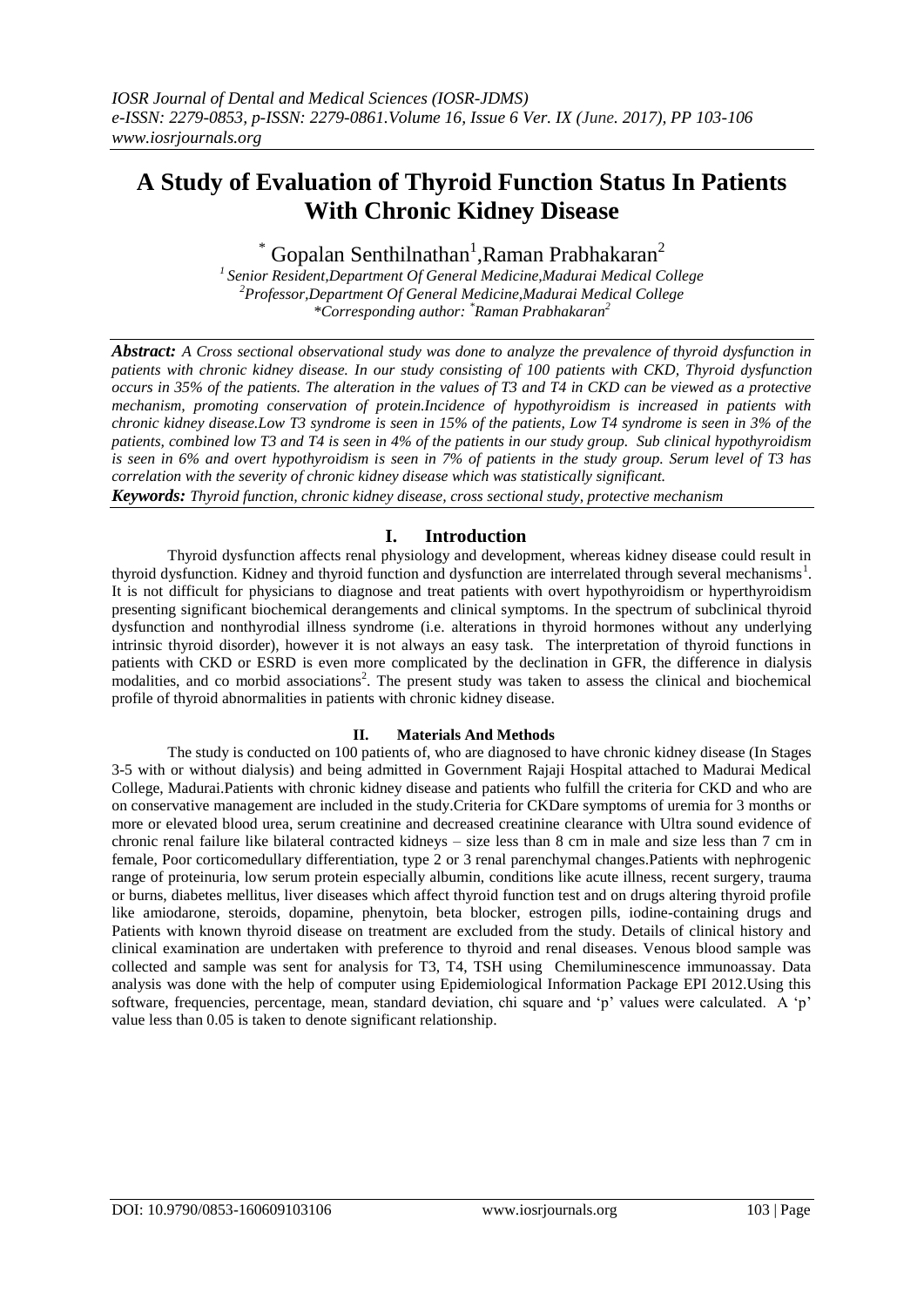# A Study of Evaluation of Thyroid Function Status In Patients With Chronic Kidney Disease

*Gopalan Senthilnathan[1], Raman Prabhakaran[2]

[1] Senior Resident, Department Of General Medicine, Madurai Medical College
[2] Professor, Department Of General Medicine, Madurai Medical College
*Corresponding author: *Raman Prabhakaran[2]

***Abstract:*** *A Cross sectional observational study was done to analyze the prevalence of thyroid dysfunction in patients with chronic kidney disease. In our study consisting of 100 patients with CKD, Thyroid dysfunction occurs in 35% of the patients. The alteration in the values of T3 and T4 in CKD can be viewed as a protective mechanism, promoting conservation of protein.Incidence of hypothyroidism is increased in patients with chronic kidney disease.Low T3 syndrome is seen in 15% of the patients, Low T4 syndrome is seen in 3% of the patients, combined low T3 and T4 is seen in 4% of the patients in our study group. Sub clinical hypothyroidism is seen in 6% and overt hypothyroidism is seen in 7% of patients in the study group. Serum level of T3 has correlation with the severity of chronic kidney disease which was statistically significant.*

***Keywords:*** *Thyroid function, chronic kidney disease, cross sectional study, protective mechanism*

## I. Introduction

Thyroid dysfunction affects renal physiology and development, whereas kidney disease could result in thyroid dysfunction. Kidney and thyroid function and dysfunction are interrelated through several mechanisms[1]. It is not difficult for physicians to diagnose and treat patients with overt hypothyroidism or hyperthyroidism presenting significant biochemical derangements and clinical symptoms. In the spectrum of subclinical thyroid dysfunction and nonthyrodial illness syndrome (i.e. alterations in thyroid hormones without any underlying intrinsic thyroid disorder), however it is not always an easy task. The interpretation of thyroid functions in patients with CKD or ESRD is even more complicated by the declination in GFR, the difference in dialysis modalities, and co morbid associations[2]. The present study was taken to assess the clinical and biochemical profile of thyroid abnormalities in patients with chronic kidney disease.

## II. Materials And Methods

The study is conducted on 100 patients of, who are diagnosed to have chronic kidney disease (In Stages 3-5 with or without dialysis) and being admitted in Government Rajaji Hospital attached to Madurai Medical College, Madurai.Patients with chronic kidney disease and patients who fulfill the criteria for CKD and who are on conservative management are included in the study.Criteria for CKDare symptoms of uremia for 3 months or more or elevated blood urea, serum creatinine and decreased creatinine clearance with Ultra sound evidence of chronic renal failure like bilateral contracted kidneys – size less than 8 cm in male and size less than 7 cm in female, Poor corticomedullary differentiation, type 2 or 3 renal parenchymal changes.Patients with nephrogenic range of proteinuria, low serum protein especially albumin, conditions like acute illness, recent surgery, trauma or burns, diabetes mellitus, liver diseases which affect thyroid function test and on drugs altering thyroid profile like amiodarone, steroids, dopamine, phenytoin, beta blocker, estrogen pills, iodine-containing drugs and Patients with known thyroid disease on treatment are excluded from the study. Details of clinical history and clinical examination are undertaken with preference to thyroid and renal diseases. Venous blood sample was collected and sample was sent for analysis for T3, T4, TSH using Chemiluminescence immunoassay. Data analysis was done with the help of computer using Epidemiological Information Package EPI 2012.Using this software, frequencies, percentage, mean, standard deviation, chi square and 'p' values were calculated. A 'p' value less than 0.05 is taken to denote significant relationship.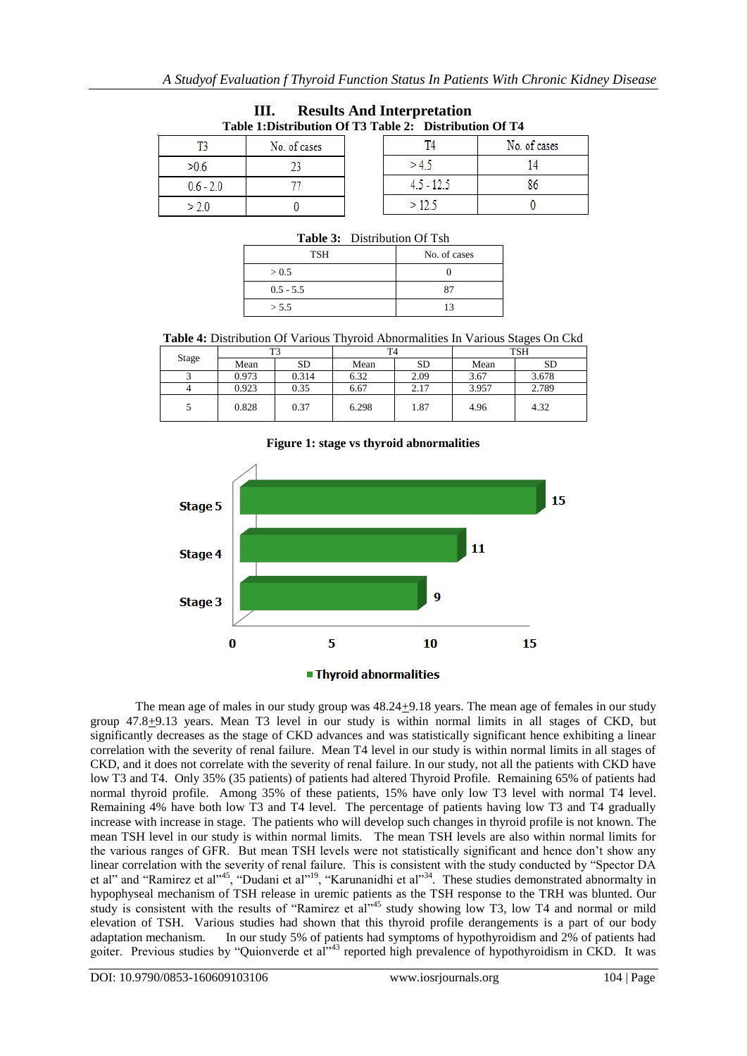## III. Results And Interpretation

**Table 1:Distribution Of T3**

| T3 | No. of cases |
|---|---|
| >0.6 | 23 |
| 0.6 - 2.0 | 77 |
| > 2.0 | 0 |

**Table 2: Distribution Of T4**

| T4 | No. of cases |
|---|---|
| > 4.5 | 14 |
| 4.5 - 12.5 | 86 |
| > 12.5 | 0 |

**Table 3:** Distribution Of Tsh

| TSH | No. of cases |
|---|---|
| > 0.5 | 0 |
| 0.5 - 5.5 | 87 |
| > 5.5 | 13 |

**Table 4:** Distribution Of Various Thyroid Abnormalities In Various Stages On Ckd

| Stage | T3 | | T4 | | TSH | |
|---|---|---|---|---|---|---|
| | Mean | SD | Mean | SD | Mean | SD |
| 3 | 0.973 | 0.314 | 6.32 | 2.09 | 3.67 | 3.678 |
| 4 | 0.923 | 0.35 | 6.67 | 2.17 | 3.957 | 2.789 |
| 5 | 0.828 | 0.37 | 6.298 | 1.87 | 4.96 | 4.32 |

**Figure 1: stage vs thyroid abnormalities**

| Stage | Thyroid abnormalities |
|---|---|
| Stage 5 | 15 |
| Stage 4 | 11 |
| Stage 3 | 9 |

The mean age of males in our study group was 48.24+9.18 years. The mean age of females in our study group 47.8+9.13 years. Mean T3 level in our study is within normal limits in all stages of CKD, but significantly decreases as the stage of CKD advances and was statistically significant hence exhibiting a linear correlation with the severity of renal failure. Mean T4 level in our study is within normal limits in all stages of CKD, and it does not correlate with the severity of renal failure. In our study, not all the patients with CKD have low T3 and T4. Only 35% (35 patients) of patients had altered Thyroid Profile. Remaining 65% of patients had normal thyroid profile. Among 35% of these patients, 15% have only low T3 level with normal T4 level. Remaining 4% have both low T3 and T4 level. The percentage of patients having low T3 and T4 gradually increase with increase in stage. The patients who will develop such changes in thyroid profile is not known. The mean TSH level in our study is within normal limits. The mean TSH levels are also within normal limits for the various ranges of GFR. But mean TSH levels were not statistically significant and hence don't show any linear correlation with the severity of renal failure. This is consistent with the study conducted by "Spector DA et al" and "Ramirez et al"[45], "Dudani et al"[19], "Karunanidhi et al"[34]. These studies demonstrated abnormalty in hypophyseal mechanism of TSH release in uremic patients as the TSH response to the TRH was blunted. Our study is consistent with the results of "Ramirez et al"[45] study showing low T3, low T4 and normal or mild elevation of TSH. Various studies had shown that this thyroid profile derangements is a part of our body adaptation mechanism. In our study 5% of patients had symptoms of hypothyroidism and 2% of patients had goiter. Previous studies by "Quionverde et al"[43] reported high prevalence of hypothyroidism in CKD. It was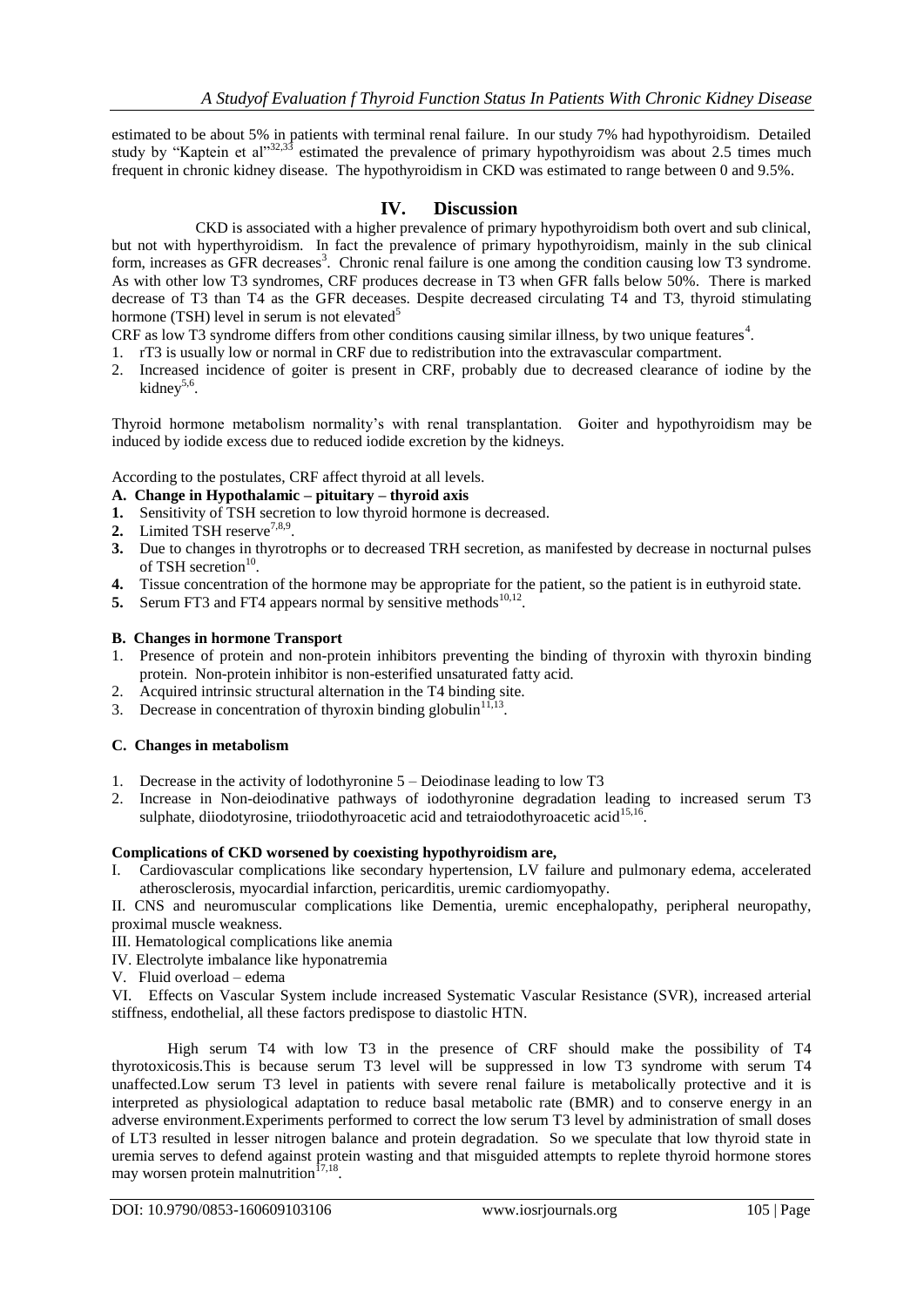estimated to be about 5% in patients with terminal renal failure. In our study 7% had hypothyroidism. Detailed study by "Kaptein et al"[32,33] estimated the prevalence of primary hypothyroidism was about 2.5 times much frequent in chronic kidney disease. The hypothyroidism in CKD was estimated to range between 0 and 9.5%.

## IV. Discussion

CKD is associated with a higher prevalence of primary hypothyroidism both overt and sub clinical, but not with hyperthyroidism. In fact the prevalence of primary hypothyroidism, mainly in the sub clinical form, increases as GFR decreases[3]. Chronic renal failure is one among the condition causing low T3 syndrome. As with other low T3 syndromes, CRF produces decrease in T3 when GFR falls below 50%. There is marked decrease of T3 than T4 as the GFR deceases. Despite decreased circulating T4 and T3, thyroid stimulating hormone (TSH) level in serum is not elevated[5]

CRF as low T3 syndrome differs from other conditions causing similar illness, by two unique features[4].

1. rT3 is usually low or normal in CRF due to redistribution into the extravascular compartment.
2. Increased incidence of goiter is present in CRF, probably due to decreased clearance of iodine by the kidney[5,6].

Thyroid hormone metabolism normality's with renal transplantation. Goiter and hypothyroidism may be induced by iodide excess due to reduced iodide excretion by the kidneys.

According to the postulates, CRF affect thyroid at all levels.

**A. Change in Hypothalamic – pituitary – thyroid axis**

1. Sensitivity of TSH secretion to low thyroid hormone is decreased.
2. Limited TSH reserve[7,8,9].
3. Due to changes in thyrotrophs or to decreased TRH secretion, as manifested by decrease in nocturnal pulses of TSH secretion[10].
4. Tissue concentration of the hormone may be appropriate for the patient, so the patient is in euthyroid state.
5. Serum FT3 and FT4 appears normal by sensitive methods[10,12].

**B. Changes in hormone Transport**

1. Presence of protein and non-protein inhibitors preventing the binding of thyroxin with thyroxin binding protein. Non-protein inhibitor is non-esterified unsaturated fatty acid.
2. Acquired intrinsic structural alternation in the T4 binding site.
3. Decrease in concentration of thyroxin binding globulin[11,13].

**C. Changes in metabolism**

1. Decrease in the activity of Iodothyronine 5 – Deiodinase leading to low T3
2. Increase in Non-deiodinative pathways of iodothyronine degradation leading to increased serum T3 sulphate, diiodotyrosine, triiodothyroacetic acid and tetraiodothyroacetic acid[15,16].

**Complications of CKD worsened by coexisting hypothyroidism are,**

I. Cardiovascular complications like secondary hypertension, LV failure and pulmonary edema, accelerated atherosclerosis, myocardial infarction, pericarditis, uremic cardiomyopathy.

II. CNS and neuromuscular complications like Dementia, uremic encephalopathy, peripheral neuropathy, proximal muscle weakness.

III. Hematological complications like anemia

IV. Electrolyte imbalance like hyponatremia

V. Fluid overload – edema

VI. Effects on Vascular System include increased Systematic Vascular Resistance (SVR), increased arterial stiffness, endothelial, all these factors predispose to diastolic HTN.

High serum T4 with low T3 in the presence of CRF should make the possibility of T4 thyrotoxicosis.This is because serum T3 level will be suppressed in low T3 syndrome with serum T4 unaffected.Low serum T3 level in patients with severe renal failure is metabolically protective and it is interpreted as physiological adaptation to reduce basal metabolic rate (BMR) and to conserve energy in an adverse environment.Experiments performed to correct the low serum T3 level by administration of small doses of LT3 resulted in lesser nitrogen balance and protein degradation. So we speculate that low thyroid state in uremia serves to defend against protein wasting and that misguided attempts to replete thyroid hormone stores may worsen protein malnutrition[17,18].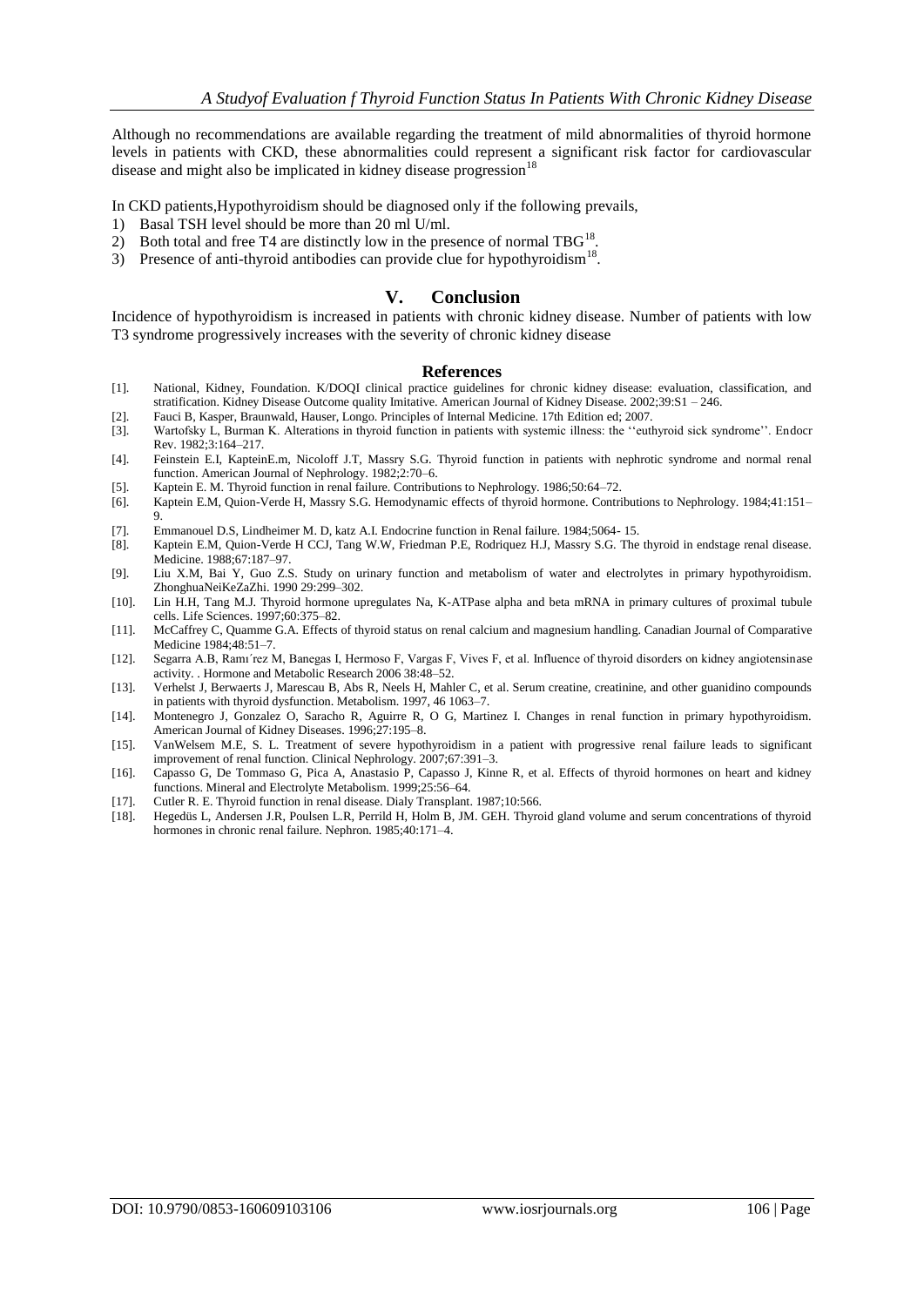Although no recommendations are available regarding the treatment of mild abnormalities of thyroid hormone levels in patients with CKD, these abnormalities could represent a significant risk factor for cardiovascular disease and might also be implicated in kidney disease progression[18]

In CKD patients,Hypothyroidism should be diagnosed only if the following prevails,

1) Basal TSH level should be more than 20 ml U/ml.
2) Both total and free T4 are distinctly low in the presence of normal TBG[18].
3) Presence of anti-thyroid antibodies can provide clue for hypothyroidism[18].

## V. Conclusion

Incidence of hypothyroidism is increased in patients with chronic kidney disease. Number of patients with low T3 syndrome progressively increases with the severity of chronic kidney disease

## References

[1]. National, Kidney, Foundation. K/DOQI clinical practice guidelines for chronic kidney disease: evaluation, classification, and stratification. Kidney Disease Outcome quality Imitative. American Journal of Kidney Disease. 2002;39:S1 – 246.

[2]. Fauci B, Kasper, Braunwald, Hauser, Longo. Principles of Internal Medicine. 17th Edition ed; 2007.

[3]. Wartofsky L, Burman K. Alterations in thyroid function in patients with systemic illness: the ''euthyroid sick syndrome''. Endocr Rev. 1982;3:164–217.

[4]. Feinstein E.I, KapteinE.m, Nicoloff J.T, Massry S.G. Thyroid function in patients with nephrotic syndrome and normal renal function. American Journal of Nephrology. 1982;2:70–6.

[5]. Kaptein E. M. Thyroid function in renal failure. Contributions to Nephrology. 1986;50:64–72.

[6]. Kaptein E.M, Quion-Verde H, Massry S.G. Hemodynamic effects of thyroid hormone. Contributions to Nephrology. 1984;41:151–9.

[7]. Emmanouel D.S, Lindheimer M. D, katz A.I. Endocrine function in Renal failure. 1984;5064- 15.

[8]. Kaptein E.M, Quion-Verde H CCJ, Tang W.W, Friedman P.E, Rodriquez H.J, Massry S.G. The thyroid in endstage renal disease. Medicine. 1988;67:187–97.

[9]. Liu X.M, Bai Y, Guo Z.S. Study on urinary function and metabolism of water and electrolytes in primary hypothyroidism. ZhonghuaNeiKeZaZhi. 1990 29:299–302.

[10]. Lin H.H, Tang M.J. Thyroid hormone upregulates Na, K-ATPase alpha and beta mRNA in primary cultures of proximal tubule cells. Life Sciences. 1997;60:375–82.

[11]. McCaffrey C, Quamme G.A. Effects of thyroid status on renal calcium and magnesium handling. Canadian Journal of Comparative Medicine 1984;48:51–7.

[12]. Segarra A.B, Ramı´rez M, Banegas I, Hermoso F, Vargas F, Vives F, et al. Influence of thyroid disorders on kidney angiotensinase activity. . Hormone and Metabolic Research 2006 38:48–52.

[13]. Verhelst J, Berwaerts J, Marescau B, Abs R, Neels H, Mahler C, et al. Serum creatine, creatinine, and other guanidino compounds in patients with thyroid dysfunction. Metabolism. 1997, 46 1063–7.

[14]. Montenegro J, Gonzalez O, Saracho R, Aguirre R, O G, Martinez I. Changes in renal function in primary hypothyroidism. American Journal of Kidney Diseases. 1996;27:195–8.

[15]. VanWelsem M.E, S. L. Treatment of severe hypothyroidism in a patient with progressive renal failure leads to significant improvement of renal function. Clinical Nephrology. 2007;67:391–3.

[16]. Capasso G, De Tommaso G, Pica A, Anastasio P, Capasso J, Kinne R, et al. Effects of thyroid hormones on heart and kidney functions. Mineral and Electrolyte Metabolism. 1999;25:56–64.

[17]. Cutler R. E. Thyroid function in renal disease. Dialy Transplant. 1987;10:566.

[18]. Hegedüs L, Andersen J.R, Poulsen L.R, Perrild H, Holm B, JM. GEH. Thyroid gland volume and serum concentrations of thyroid hormones in chronic renal failure. Nephron. 1985;40:171–4.